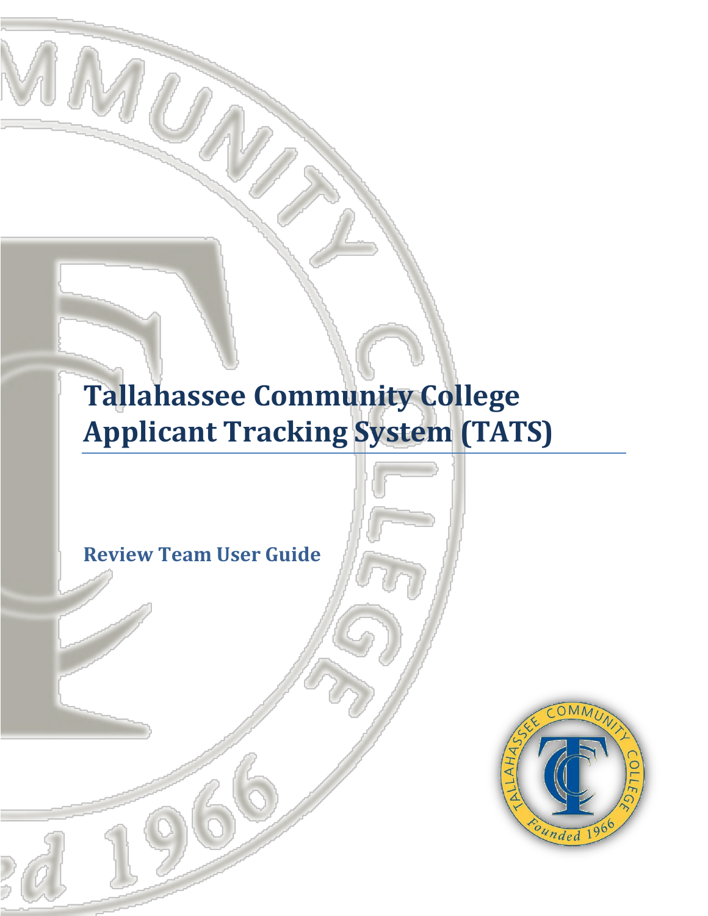# Tallahassee Community College Applicant Tracking System (TATS)

## Review Team User Guide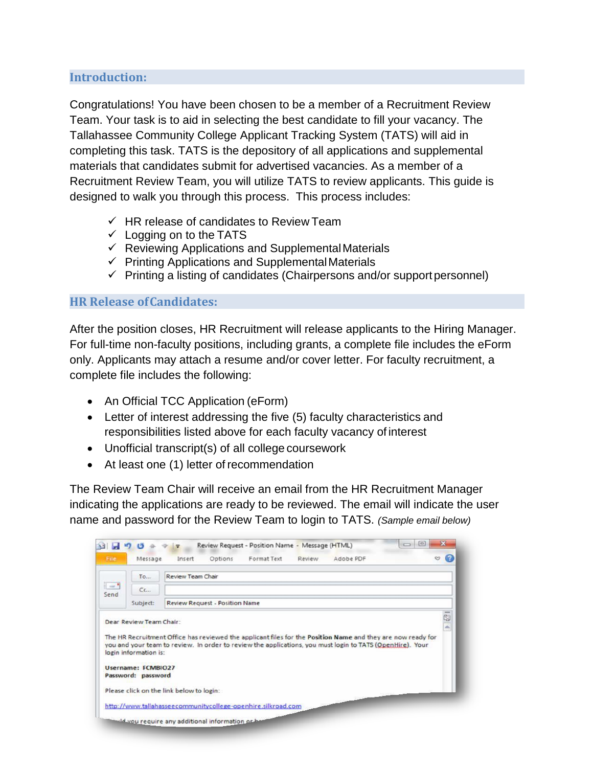## Introduction:

Congratulations! You have been chosen to be a member of a Recruitment Review Team. Your task is to aid in selecting the best candidate to fill your vacancy. The Tallahassee Community College Applicant Tracking System (TATS) will aid in completing this task. TATS is the depository of all applications and supplemental materials that candidates submit for advertised vacancies. As a member of a Recruitment Review Team, you will utilize TATS to review applicants. This guide is designed to walk you through this process. This process includes:

- ✓ HR release of candidates to Review Team
- ✓ Logging on to the TATS
- ✓ Reviewing Applications and Supplemental Materials
- ✓ Printing Applications and Supplemental Materials
- ✓ Printing a listing of candidates (Chairpersons and/or support personnel)

## HR Release of Candidates:

After the position closes, HR Recruitment will release applicants to the Hiring Manager. For full-time non-faculty positions, including grants, a complete file includes the eForm only. Applicants may attach a resume and/or cover letter. For faculty recruitment, a complete file includes the following:

- An Official TCC Application (eForm)
- Letter of interest addressing the five (5) faculty characteristics and responsibilities listed above for each faculty vacancy of interest
- Unofficial transcript(s) of all college coursework
- At least one (1) letter of recommendation

The Review Team Chair will receive an email from the HR Recruitment Manager indicating the applications are ready to be reviewed. The email will indicate the user name and password for the Review Team to login to TATS. *(Sample email below)*

Review Request - Position Name - Message (HTML)

To... Review Team Chair

Cc...

Subject: Review Request - Position Name

Dear Review Team Chair:

The HR Recruitment Office has reviewed the applicant files for the **Position Name** and they are now ready for you and your team to review. In order to review the applications, you must login to TATS (OpenHire). Your login information is:

**Username: FCMBIO27**
**Password: password**

Please click on the link below to login:

http://www.tallahasseecommunitycollege-openhire.silkroad.com

Should you require any additional information or h...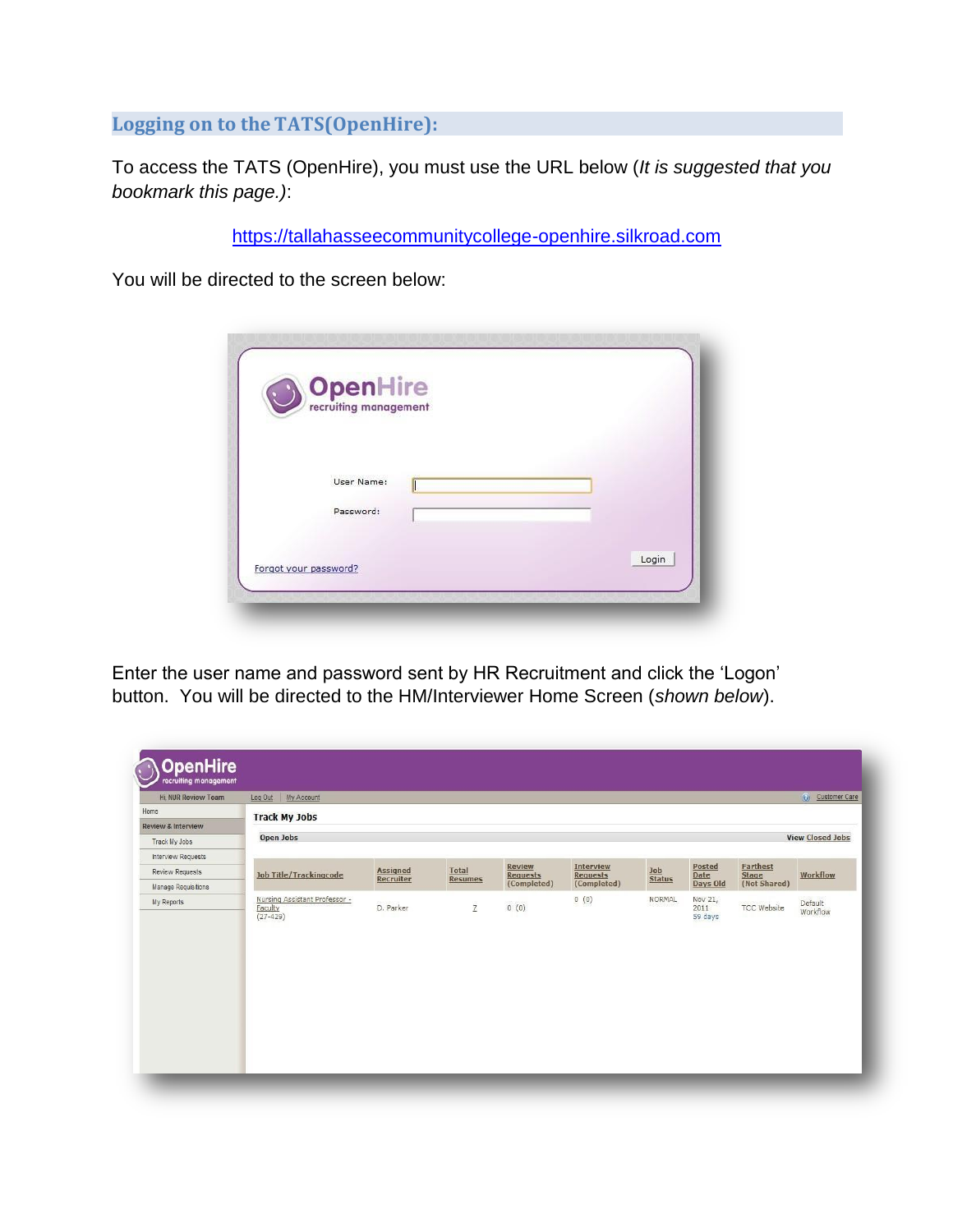## Logging on to the TATS(OpenHire):

To access the TATS (OpenHire), you must use the URL below (*It is suggested that you bookmark this page.)*:

https://tallahasseecommunitycollege-openhire.silkroad.com

You will be directed to the screen below:

Enter the user name and password sent by HR Recruitment and click the 'Logon' button. You will be directed to the HM/Interviewer Home Screen (*shown below*).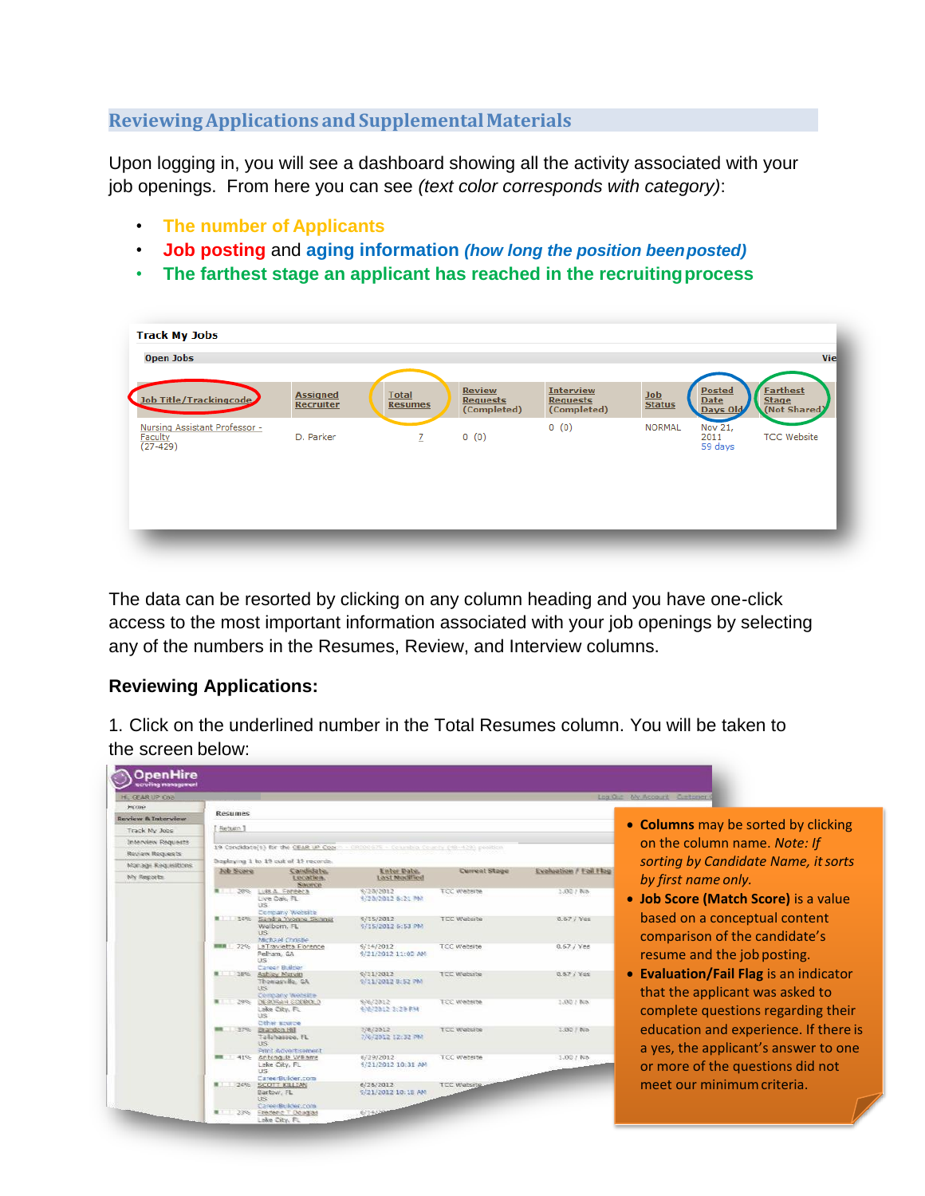## Reviewing Applications and Supplemental Materials

Upon logging in, you will see a dashboard showing all the activity associated with your job openings. From here you can see *(text color corresponds with category)*:

- **The number of Applicants**
- **Job posting** and **aging information** ***(how long the position been posted)***
- **The farthest stage an applicant has reached in the recruiting process**

Track My Jobs

Open Jobs

| Job Title/Trackingcode | Assigned Recruiter | Total Resumes | Review Requests (Completed) | Interview Requests (Completed) | Job Status | Posted Date Days Old | Farthest Stage (Not Shared) |
|---|---|---|---|---|---|---|---|
| Nursing Assistant Professor - Faculty (27-429) | D. Parker | 7 | 0 (0) | 0 (0) | NORMAL | Nov 21, 2011 59 days | TCC Website |

The data can be resorted by clicking on any column heading and you have one-click access to the most important information associated with your job openings by selecting any of the numbers in the Resumes, Review, and Interview columns.

### Reviewing Applications:

1. Click on the underlined number in the Total Resumes column. You will be taken to the screen below:

- **Columns** may be sorted by clicking on the column name. *Note: If sorting by Candidate Name, it sorts by first name only.*
- **Job Score (Match Score)** is a value based on a conceptual content comparison of the candidate's resume and the job posting.
- **Evaluation/Fail Flag** is an indicator that the applicant was asked to complete questions regarding their education and experience. If there is a yes, the applicant's answer to one or more of the questions did not meet our minimum criteria.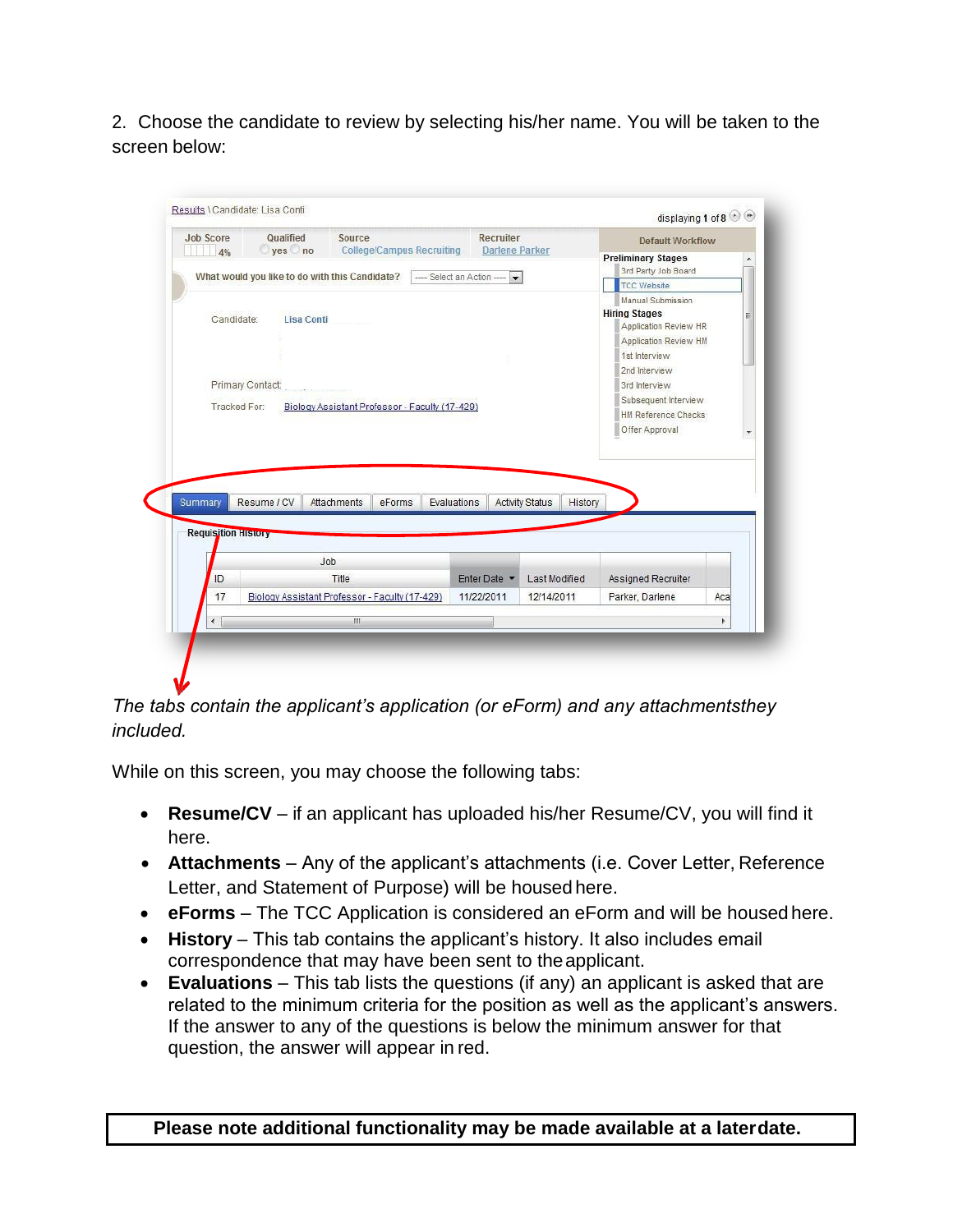2. Choose the candidate to review by selecting his/her name. You will be taken to the screen below:

*The tabs contain the applicant's application (or eForm) and any attachmentsthey included.*

While on this screen, you may choose the following tabs:

- **Resume/CV** – if an applicant has uploaded his/her Resume/CV, you will find it here.
- **Attachments** – Any of the applicant's attachments (i.e. Cover Letter, Reference Letter, and Statement of Purpose) will be housed here.
- **eForms** – The TCC Application is considered an eForm and will be housed here.
- **History** – This tab contains the applicant's history. It also includes email correspondence that may have been sent to the applicant.
- **Evaluations** – This tab lists the questions (if any) an applicant is asked that are related to the minimum criteria for the position as well as the applicant's answers. If the answer to any of the questions is below the minimum answer for that question, the answer will appear in red.

**Please note additional functionality may be made available at a later date.**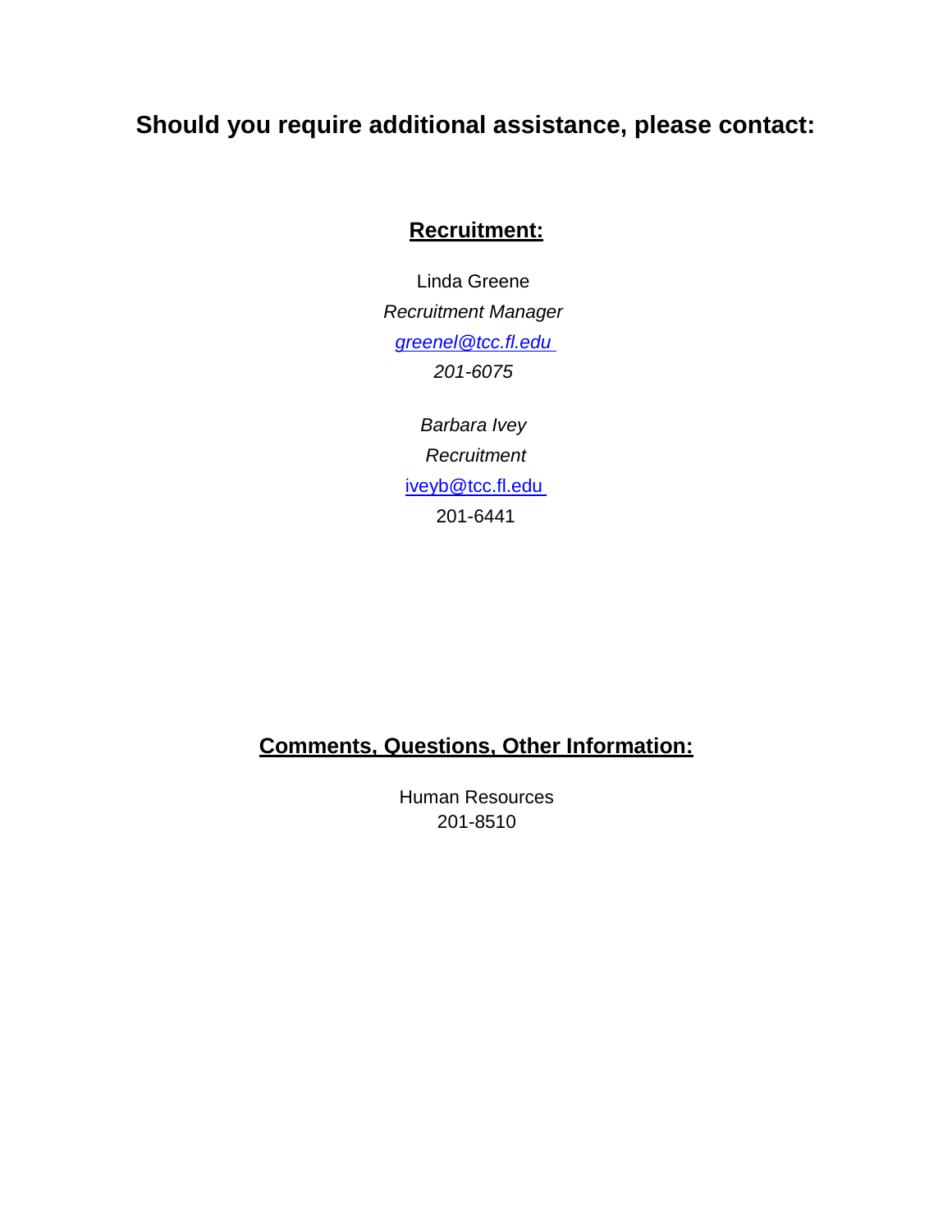# Should you require additional assistance, please contact:

## Recruitment:

Linda Greene

*Recruitment Manager*

*greenel@tcc.fl.edu*

*201-6075*

*Barbara Ivey*

*Recruitment*

iveyb@tcc.fl.edu

201-6441

## Comments, Questions, Other Information:

Human Resources
201-8510